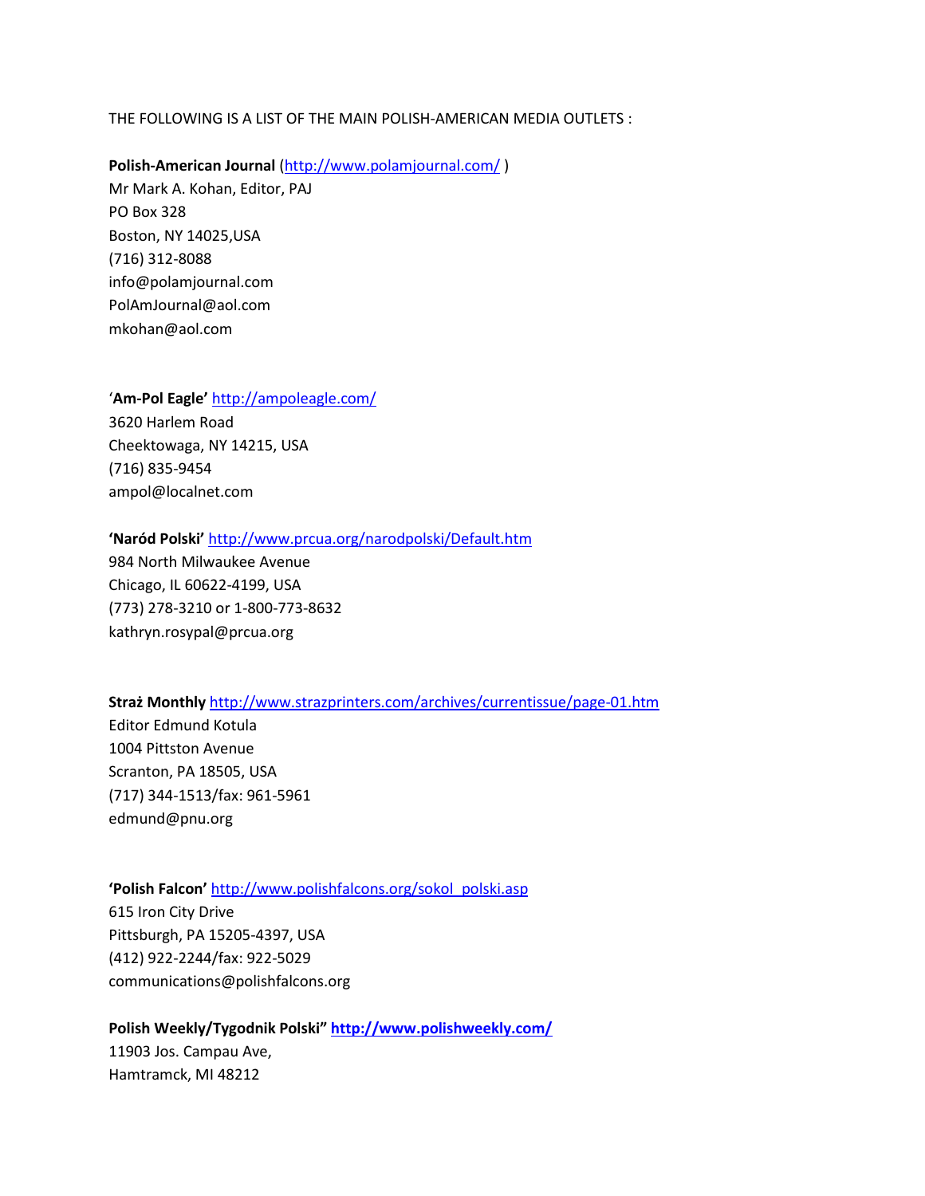THE FOLLOWING IS A LIST OF THE MAIN POLISH-AMERICAN MEDIA OUTLETS :

**Polish-American Journal** (http://www.polamjournal.com/ )
Mr Mark A. Kohan, Editor, PAJ
PO Box 328
Boston, NY 14025,USA
(716) 312-8088
info@polamjournal.com
PolAmJournal@aol.com
mkohan@aol.com

'**Am-Pol Eagle'** http://ampoleagle.com/
3620 Harlem Road
Cheektowaga, NY 14215, USA
(716) 835-9454
ampol@localnet.com

**'Naród Polski'** http://www.prcua.org/narodpolski/Default.htm
984 North Milwaukee Avenue
Chicago, IL 60622-4199, USA
(773) 278-3210 or 1-800-773-8632
kathryn.rosypal@prcua.org

**Straż Monthly** http://www.strazprinters.com/archives/currentissue/page-01.htm
Editor Edmund Kotula
1004 Pittston Avenue
Scranton, PA 18505, USA
(717) 344-1513/fax: 961-5961
edmund@pnu.org

**'Polish Falcon'** http://www.polishfalcons.org/sokol_polski.asp
615 Iron City Drive
Pittsburgh, PA 15205-4397, USA
(412) 922-2244/fax: 922-5029
communications@polishfalcons.org

**Polish Weekly/Tygodnik Polski" http://www.polishweekly.com/**
11903 Jos. Campau Ave,
Hamtramck, MI 48212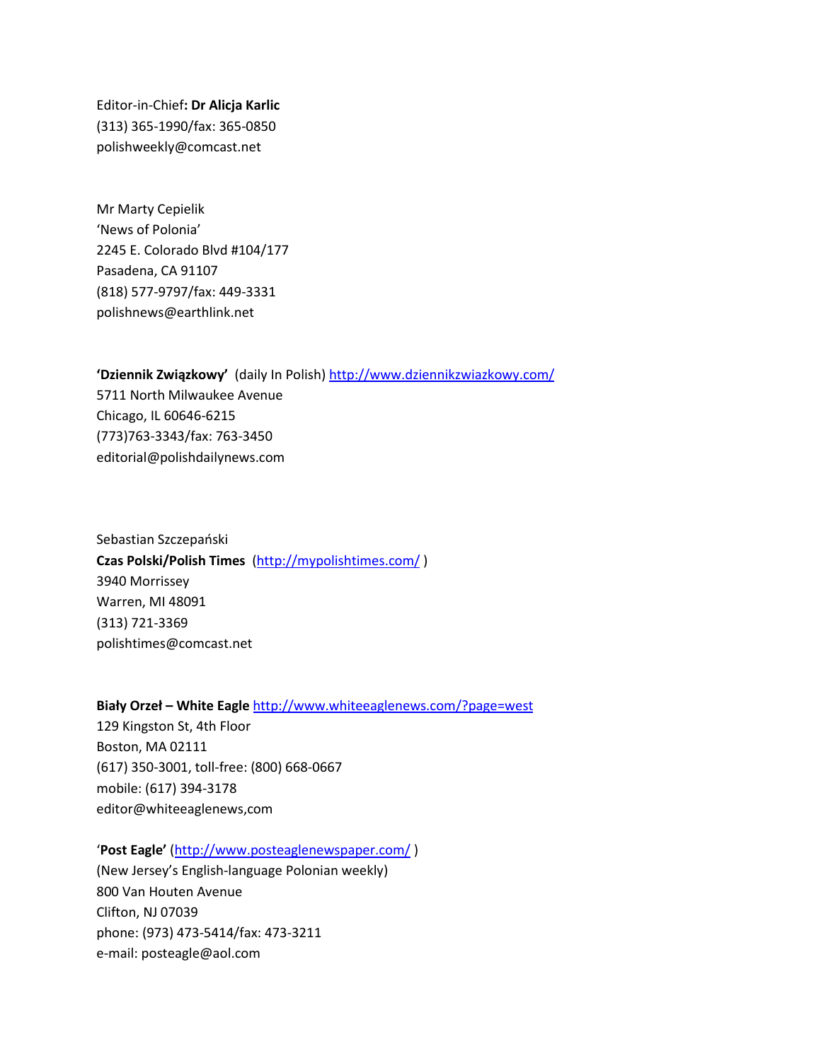Editor-in-Chief**: Dr Alicja Karlic**
(313) 365-1990/fax: 365-0850
polishweekly@comcast.net

Mr Marty Cepielik
'News of Polonia'
2245 E. Colorado Blvd #104/177
Pasadena, CA 91107
(818) 577-9797/fax: 449-3331
polishnews@earthlink.net

**'Dziennik Związkowy'** (daily In Polish) http://www.dziennikzwiazkowy.com/
5711 North Milwaukee Avenue
Chicago, IL 60646-6215
(773)763-3343/fax: 763-3450
editorial@polishdailynews.com

Sebastian Szczepański
**Czas Polski/Polish Times** (http://mypolishtimes.com/ )
3940 Morrissey
Warren, MI 48091
(313) 721-3369
polishtimes@comcast.net

**Biały Orzeł – White Eagle** http://www.whiteeaglenews.com/?page=west
129 Kingston St, 4th Floor
Boston, MA 02111
(617) 350-3001, toll-free: (800) 668-0667
mobile: (617) 394-3178
editor@whiteeaglenews,com

'**Post Eagle'** (http://www.posteaglenewspaper.com/ )
(New Jersey's English-language Polonian weekly)
800 Van Houten Avenue
Clifton, NJ 07039
phone: (973) 473-5414/fax: 473-3211
e-mail: posteagle@aol.com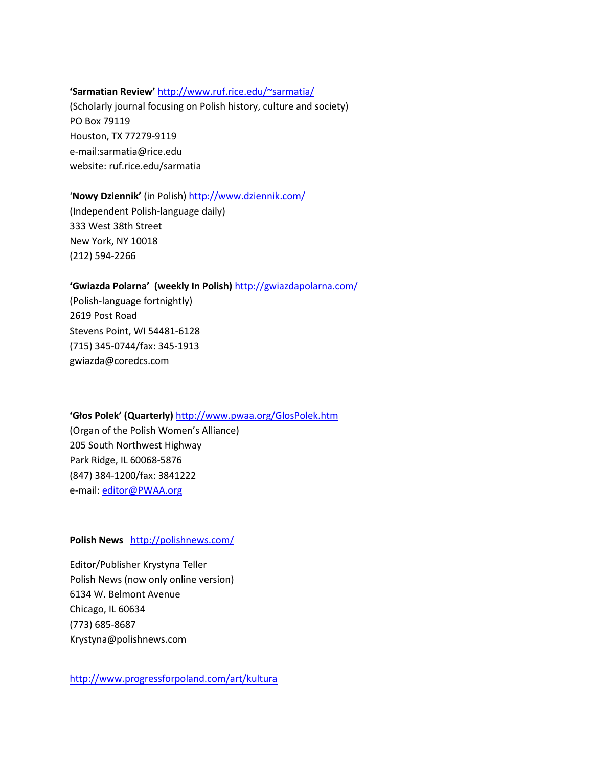**'Sarmatian Review'** [http://www.ruf.rice.edu/~sarmatia/](http://www.ruf.rice.edu/~sarmatia/)
(Scholarly journal focusing on Polish history, culture and society)
PO Box 79119
Houston, TX 77279-9119
e-mail:sarmatia@rice.edu
website: ruf.rice.edu/sarmatia

'**Nowy Dziennik'** (in Polish) [http://www.dziennik.com/](http://www.dziennik.com/)
(Independent Polish-language daily)
333 West 38th Street
New York, NY 10018
(212) 594-2266

**'Gwiazda Polarna' (weekly In Polish)** [http://gwiazdapolarna.com/](http://gwiazdapolarna.com/)
(Polish-language fortnightly)
2619 Post Road
Stevens Point, WI 54481-6128
(715) 345-0744/fax: 345-1913
gwiazda@coredcs.com

**'Głos Polek' (Quarterly)** [http://www.pwaa.org/GlosPolek.htm](http://www.pwaa.org/GlosPolek.htm)
(Organ of the Polish Women's Alliance)
205 South Northwest Highway
Park Ridge, IL 60068-5876
(847) 384-1200/fax: 3841222
e-mail: [editor@PWAA.org](mailto:editor@PWAA.org)

**Polish News** [http://polishnews.com/](http://polishnews.com/)

Editor/Publisher Krystyna Teller
Polish News (now only online version)
6134 W. Belmont Avenue
Chicago, IL 60634
(773) 685-8687
Krystyna@polishnews.com

[http://www.progressforpoland.com/art/kultura](http://www.progressforpoland.com/art/kultura)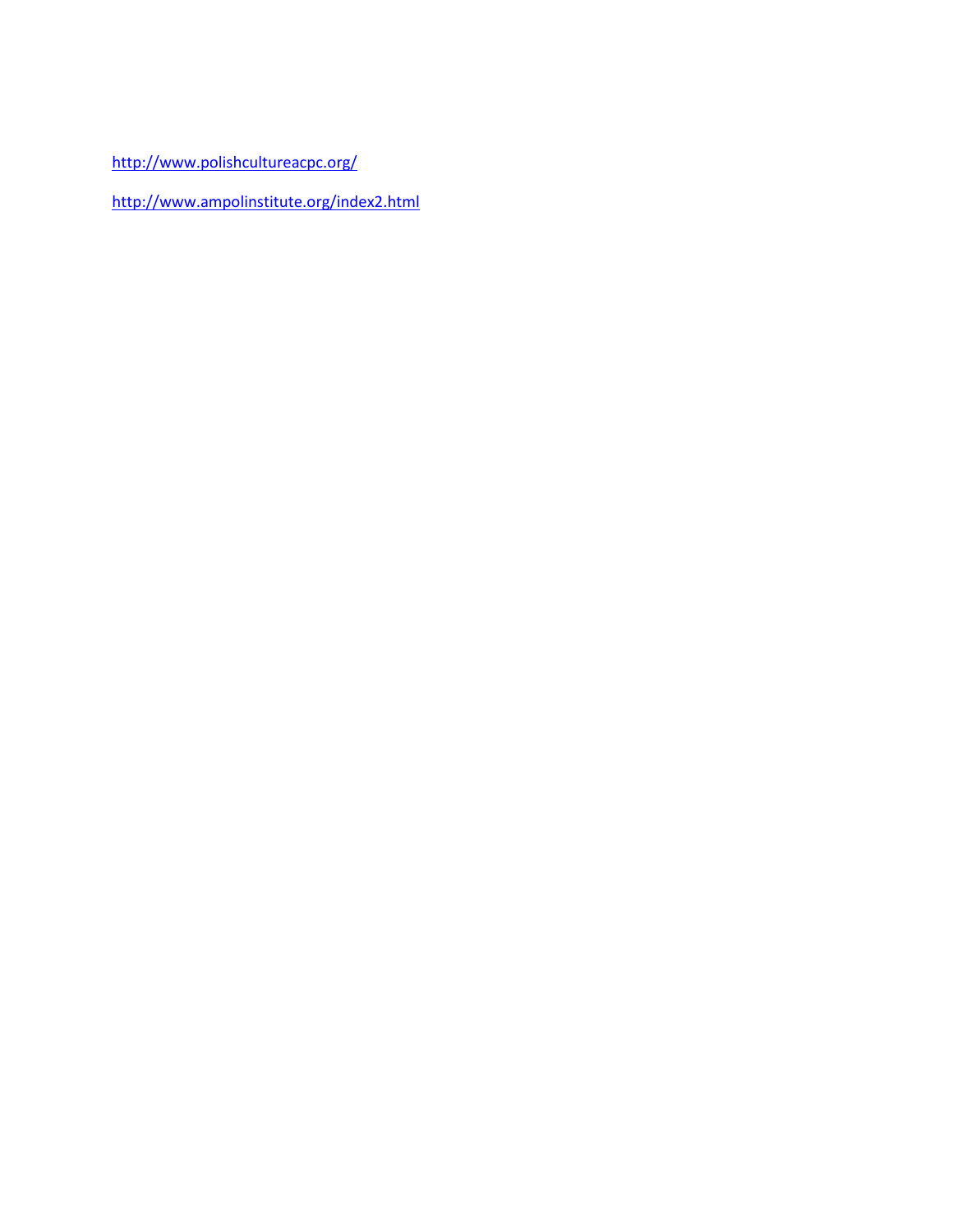http://www.polishcultureacpc.org/

http://www.ampolinstitute.org/index2.html